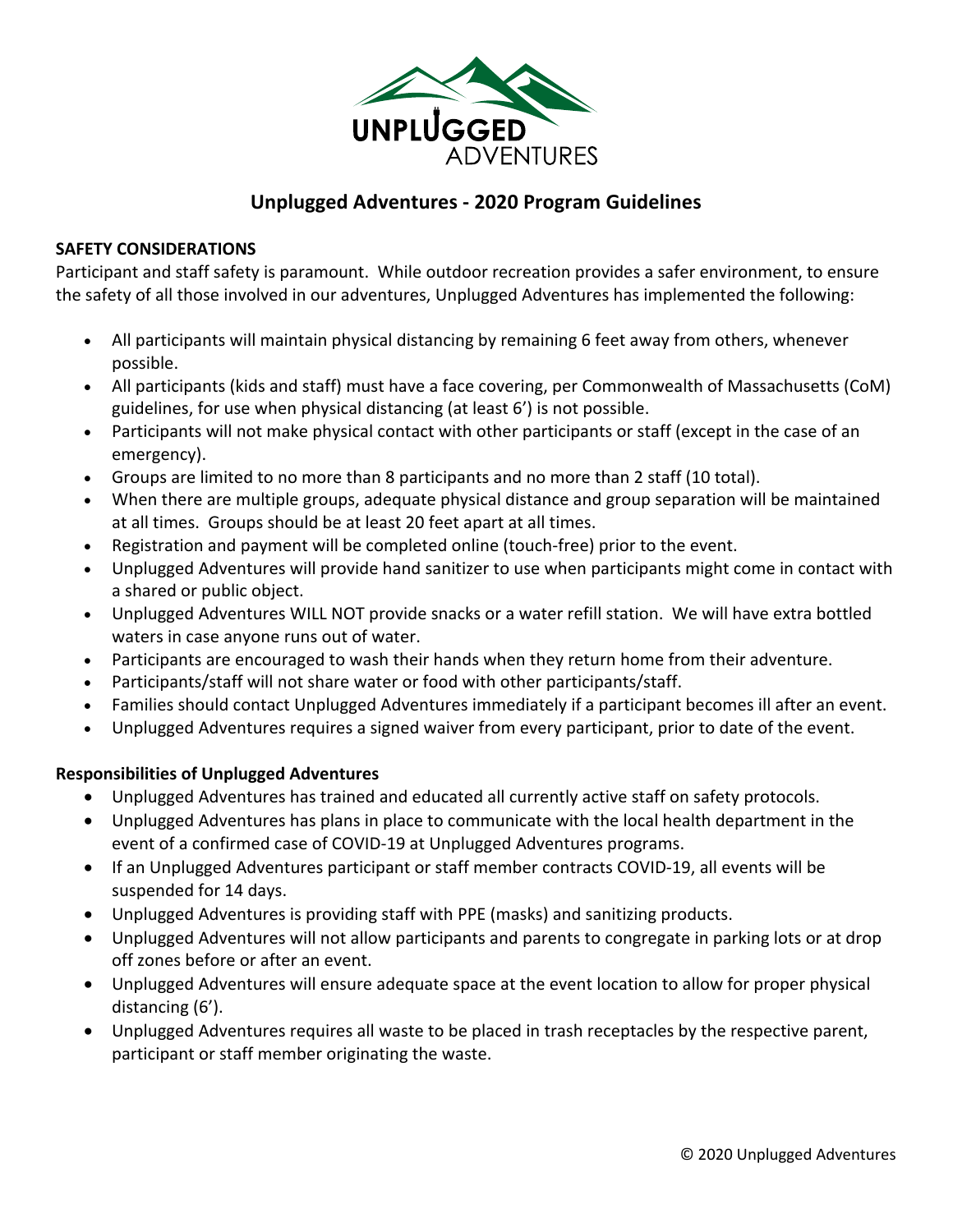# Unplugged Adventures - 2020 Program Guidelines

**SAFETY CONSIDERATIONS**

Participant and staff safety is paramount. While outdoor recreation provides a safer environment, to ensure the safety of all those involved in our adventures, Unplugged Adventures has implemented the following:

- All participants will maintain physical distancing by remaining 6 feet away from others, whenever possible.
- All participants (kids and staff) must have a face covering, per Commonwealth of Massachusetts (CoM) guidelines, for use when physical distancing (at least 6') is not possible.
- Participants will not make physical contact with other participants or staff (except in the case of an emergency).
- Groups are limited to no more than 8 participants and no more than 2 staff (10 total).
- When there are multiple groups, adequate physical distance and group separation will be maintained at all times. Groups should be at least 20 feet apart at all times.
- Registration and payment will be completed online (touch-free) prior to the event.
- Unplugged Adventures will provide hand sanitizer to use when participants might come in contact with a shared or public object.
- Unplugged Adventures WILL NOT provide snacks or a water refill station. We will have extra bottled waters in case anyone runs out of water.
- Participants are encouraged to wash their hands when they return home from their adventure.
- Participants/staff will not share water or food with other participants/staff.
- Families should contact Unplugged Adventures immediately if a participant becomes ill after an event.
- Unplugged Adventures requires a signed waiver from every participant, prior to date of the event.

**Responsibilities of Unplugged Adventures**

- Unplugged Adventures has trained and educated all currently active staff on safety protocols.
- Unplugged Adventures has plans in place to communicate with the local health department in the event of a confirmed case of COVID-19 at Unplugged Adventures programs.
- If an Unplugged Adventures participant or staff member contracts COVID-19, all events will be suspended for 14 days.
- Unplugged Adventures is providing staff with PPE (masks) and sanitizing products.
- Unplugged Adventures will not allow participants and parents to congregate in parking lots or at drop off zones before or after an event.
- Unplugged Adventures will ensure adequate space at the event location to allow for proper physical distancing (6').
- Unplugged Adventures requires all waste to be placed in trash receptacles by the respective parent, participant or staff member originating the waste.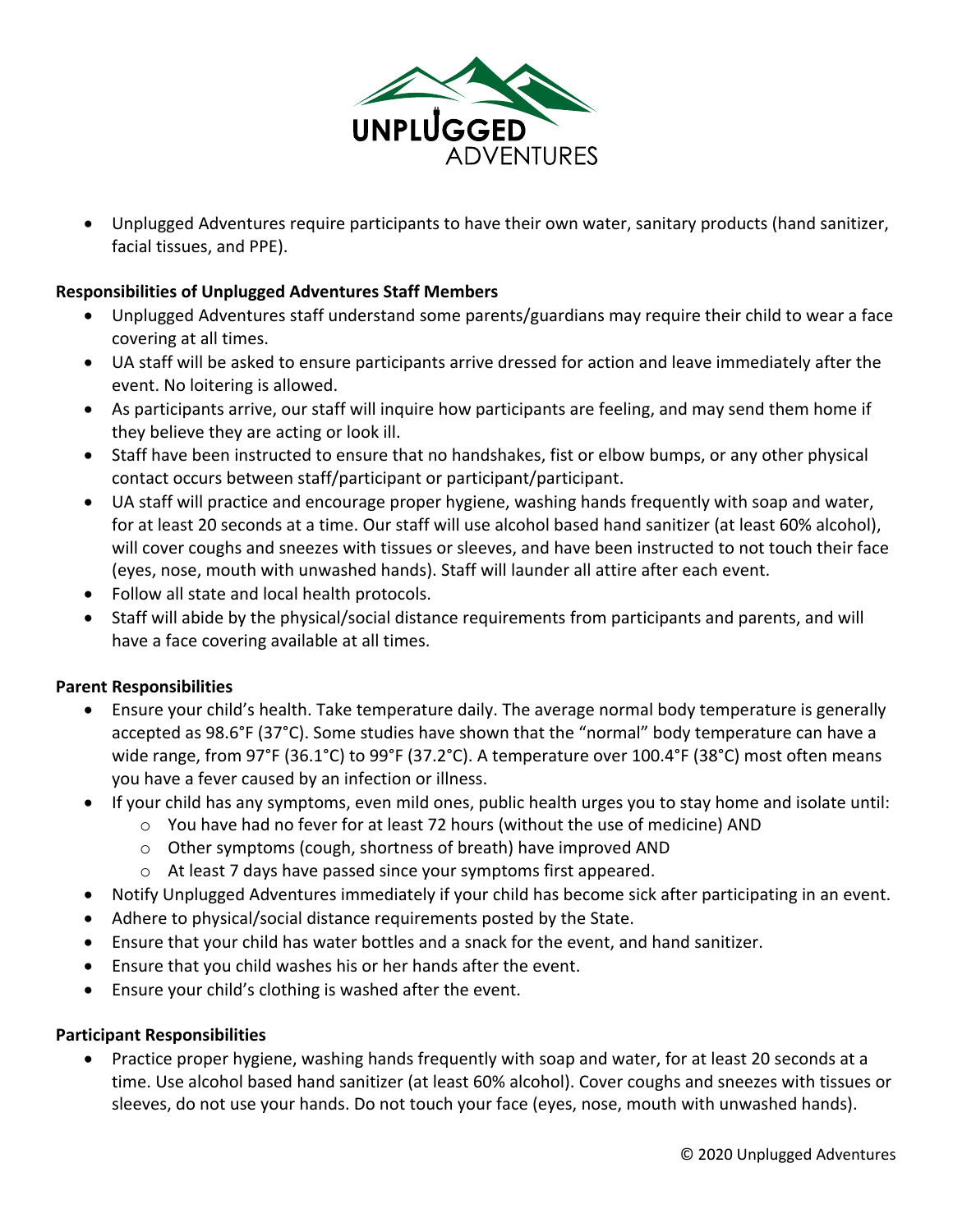- Unplugged Adventures require participants to have their own water, sanitary products (hand sanitizer, facial tissues, and PPE).

**Responsibilities of Unplugged Adventures Staff Members**

- Unplugged Adventures staff understand some parents/guardians may require their child to wear a face covering at all times.
- UA staff will be asked to ensure participants arrive dressed for action and leave immediately after the event. No loitering is allowed.
- As participants arrive, our staff will inquire how participants are feeling, and may send them home if they believe they are acting or look ill.
- Staff have been instructed to ensure that no handshakes, fist or elbow bumps, or any other physical contact occurs between staff/participant or participant/participant.
- UA staff will practice and encourage proper hygiene, washing hands frequently with soap and water, for at least 20 seconds at a time. Our staff will use alcohol based hand sanitizer (at least 60% alcohol), will cover coughs and sneezes with tissues or sleeves, and have been instructed to not touch their face (eyes, nose, mouth with unwashed hands). Staff will launder all attire after each event.
- Follow all state and local health protocols.
- Staff will abide by the physical/social distance requirements from participants and parents, and will have a face covering available at all times.

**Parent Responsibilities**

- Ensure your child's health. Take temperature daily. The average normal body temperature is generally accepted as 98.6°F (37°C). Some studies have shown that the "normal" body temperature can have a wide range, from 97°F (36.1°C) to 99°F (37.2°C). A temperature over 100.4°F (38°C) most often means you have a fever caused by an infection or illness.
- If your child has any symptoms, even mild ones, public health urges you to stay home and isolate until:
  - You have had no fever for at least 72 hours (without the use of medicine) AND
  - Other symptoms (cough, shortness of breath) have improved AND
  - At least 7 days have passed since your symptoms first appeared.
- Notify Unplugged Adventures immediately if your child has become sick after participating in an event.
- Adhere to physical/social distance requirements posted by the State.
- Ensure that your child has water bottles and a snack for the event, and hand sanitizer.
- Ensure that you child washes his or her hands after the event.
- Ensure your child's clothing is washed after the event.

**Participant Responsibilities**

- Practice proper hygiene, washing hands frequently with soap and water, for at least 20 seconds at a time. Use alcohol based hand sanitizer (at least 60% alcohol). Cover coughs and sneezes with tissues or sleeves, do not use your hands. Do not touch your face (eyes, nose, mouth with unwashed hands).

© 2020 Unplugged Adventures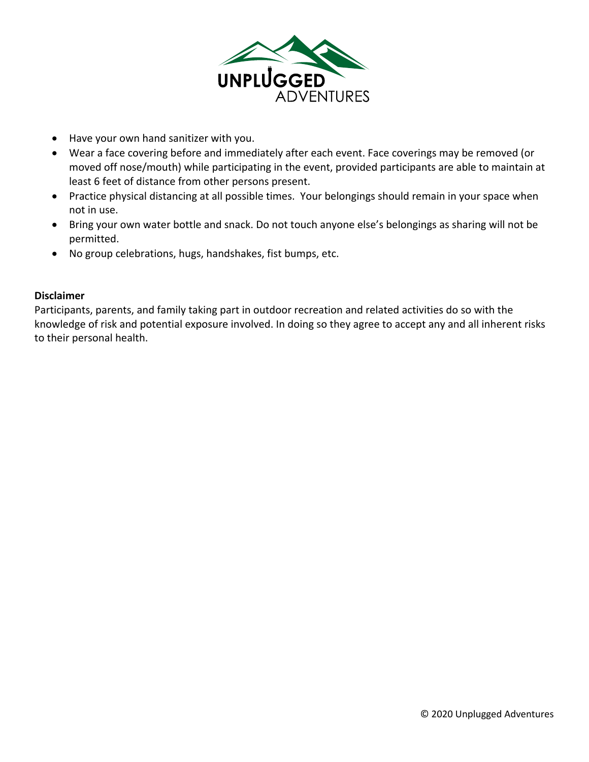- Have your own hand sanitizer with you.
- Wear a face covering before and immediately after each event. Face coverings may be removed (or moved off nose/mouth) while participating in the event, provided participants are able to maintain at least 6 feet of distance from other persons present.
- Practice physical distancing at all possible times. Your belongings should remain in your space when not in use.
- Bring your own water bottle and snack. Do not touch anyone else's belongings as sharing will not be permitted.
- No group celebrations, hugs, handshakes, fist bumps, etc.

**Disclaimer**

Participants, parents, and family taking part in outdoor recreation and related activities do so with the knowledge of risk and potential exposure involved. In doing so they agree to accept any and all inherent risks to their personal health.

© 2020 Unplugged Adventures